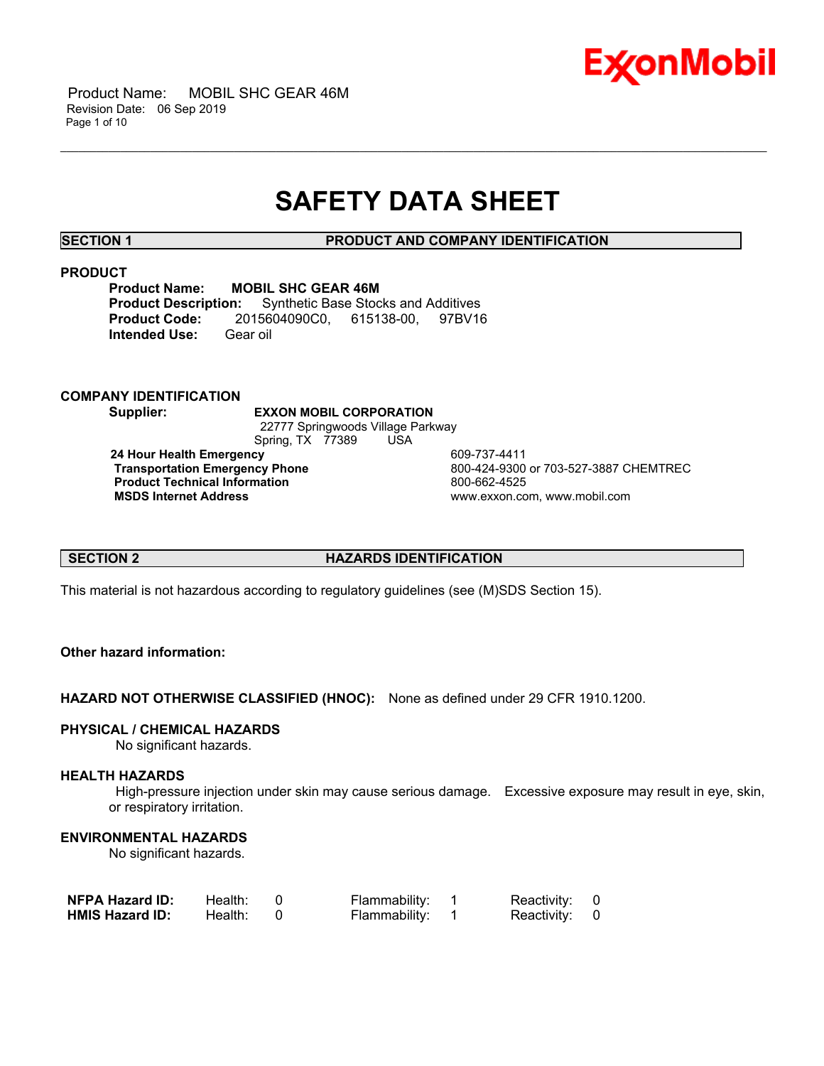# SAFETY DATA SHEET

## SECTION 1 PRODUCT AND COMPANY IDENTIFICATION

### PRODUCT

**Product Name:** **MOBIL SHC GEAR 46M**
**Product Description:** Synthetic Base Stocks and Additives
**Product Code:** 2015604090C0, 615138-00, 97BV16
**Intended Use:** Gear oil

### COMPANY IDENTIFICATION

**Supplier:** **EXXON MOBIL CORPORATION**
22777 Springwoods Village Parkway
Spring, TX 77389 USA

| | |
|---|---|
| **24 Hour Health Emergency** | 609-737-4411 |
| **Transportation Emergency Phone** | 800-424-9300 or 703-527-3887 CHEMTREC |
| **Product Technical Information** | 800-662-4525 |
| **MSDS Internet Address** | www.exxon.com, www.mobil.com |

## SECTION 2 HAZARDS IDENTIFICATION

This material is not hazardous according to regulatory guidelines (see (M)SDS Section 15).

**Other hazard information:**

**HAZARD NOT OTHERWISE CLASSIFIED (HNOC):** None as defined under 29 CFR 1910.1200.

**PHYSICAL / CHEMICAL HAZARDS**

No significant hazards.

**HEALTH HAZARDS**

High-pressure injection under skin may cause serious damage. Excessive exposure may result in eye, skin, or respiratory irritation.

**ENVIRONMENTAL HAZARDS**

No significant hazards.

| | | | | | | |
|---|---|---|---|---|---|---|
| **NFPA Hazard ID:** | Health: | 0 | Flammability: | 1 | Reactivity: | 0 |
| **HMIS Hazard ID:** | Health: | 0 | Flammability: | 1 | Reactivity: | 0 |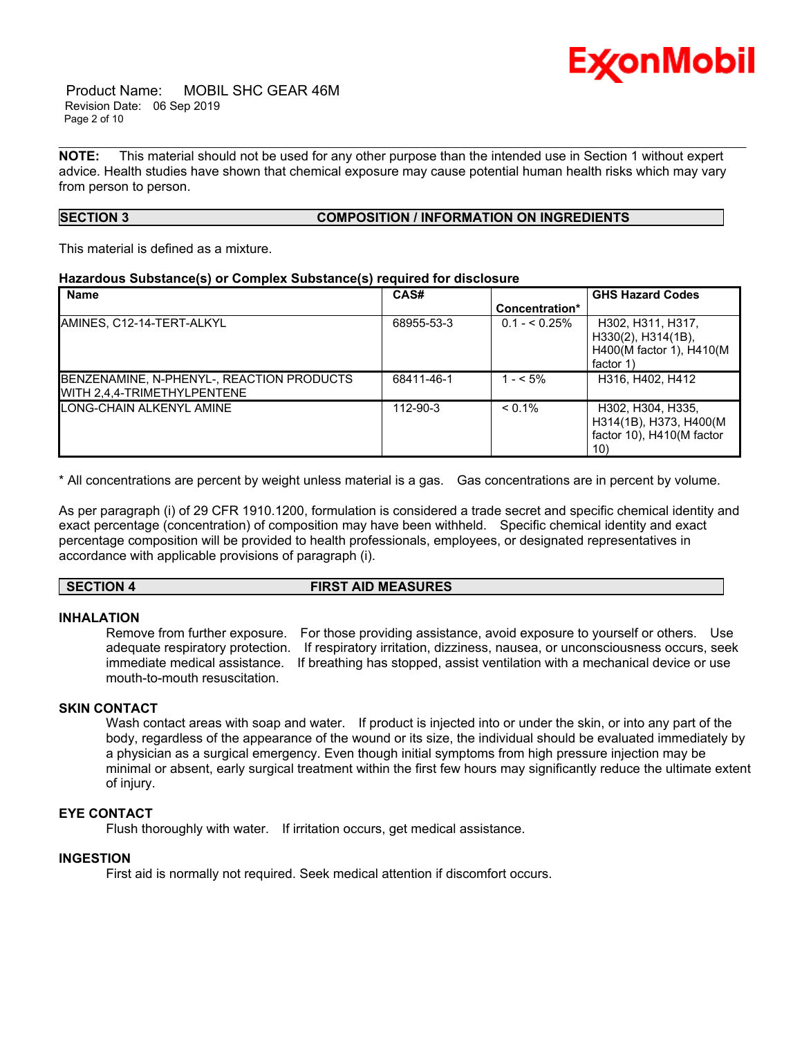**NOTE:** This material should not be used for any other purpose than the intended use in Section 1 without expert advice. Health studies have shown that chemical exposure may cause potential human health risks which may vary from person to person.

## SECTION 3 COMPOSITION / INFORMATION ON INGREDIENTS

This material is defined as a mixture.

**Hazardous Substance(s) or Complex Substance(s) required for disclosure**

| Name | CAS# | Concentration* | GHS Hazard Codes |
|---|---|---|---|
| AMINES, C12-14-TERT-ALKYL | 68955-53-3 | 0.1 - < 0.25% | H302, H311, H317, H330(2), H314(1B), H400(M factor 1), H410(M factor 1) |
| BENZENAMINE, N-PHENYL-, REACTION PRODUCTS WITH 2,4,4-TRIMETHYLPENTENE | 68411-46-1 | 1 - < 5% | H316, H402, H412 |
| LONG-CHAIN ALKENYL AMINE | 112-90-3 | < 0.1% | H302, H304, H335, H314(1B), H373, H400(M factor 10), H410(M factor 10) |

* All concentrations are percent by weight unless material is a gas. Gas concentrations are in percent by volume.

As per paragraph (i) of 29 CFR 1910.1200, formulation is considered a trade secret and specific chemical identity and exact percentage (concentration) of composition may have been withheld. Specific chemical identity and exact percentage composition will be provided to health professionals, employees, or designated representatives in accordance with applicable provisions of paragraph (i).

## SECTION 4 FIRST AID MEASURES

### INHALATION

Remove from further exposure. For those providing assistance, avoid exposure to yourself or others. Use adequate respiratory protection. If respiratory irritation, dizziness, nausea, or unconsciousness occurs, seek immediate medical assistance. If breathing has stopped, assist ventilation with a mechanical device or use mouth-to-mouth resuscitation.

### SKIN CONTACT

Wash contact areas with soap and water. If product is injected into or under the skin, or into any part of the body, regardless of the appearance of the wound or its size, the individual should be evaluated immediately by a physician as a surgical emergency. Even though initial symptoms from high pressure injection may be minimal or absent, early surgical treatment within the first few hours may significantly reduce the ultimate extent of injury.

### EYE CONTACT

Flush thoroughly with water. If irritation occurs, get medical assistance.

### INGESTION

First aid is normally not required. Seek medical attention if discomfort occurs.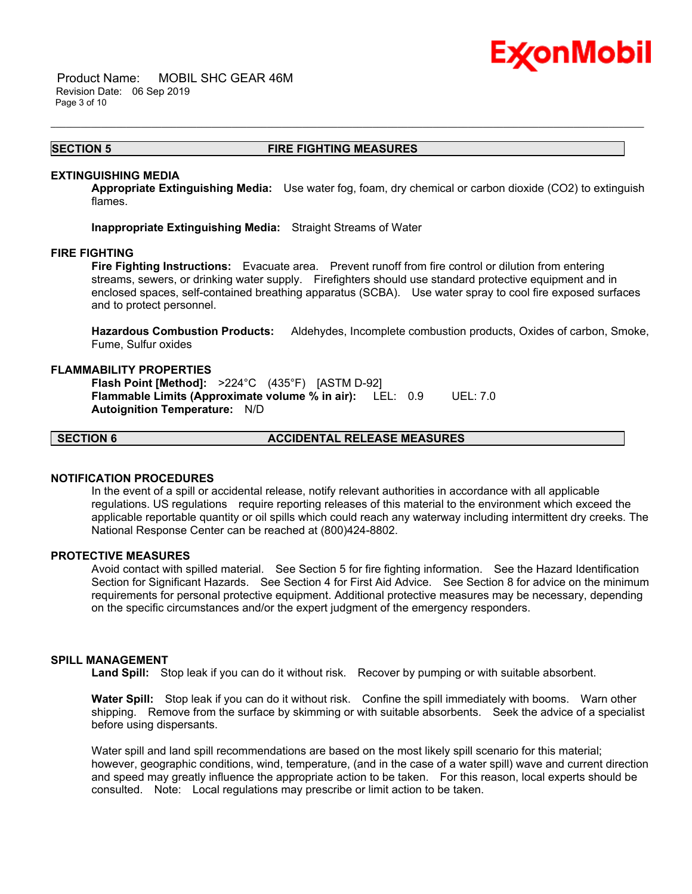## SECTION 5 FIRE FIGHTING MEASURES

### EXTINGUISHING MEDIA

**Appropriate Extinguishing Media:** Use water fog, foam, dry chemical or carbon dioxide ($CO_2$) to extinguish flames.

**Inappropriate Extinguishing Media:** Straight Streams of Water

### FIRE FIGHTING

**Fire Fighting Instructions:** Evacuate area. Prevent runoff from fire control or dilution from entering streams, sewers, or drinking water supply. Firefighters should use standard protective equipment and in enclosed spaces, self-contained breathing apparatus (SCBA). Use water spray to cool fire exposed surfaces and to protect personnel.

**Hazardous Combustion Products:** Aldehydes, Incomplete combustion products, Oxides of carbon, Smoke, Fume, Sulfur oxides

### FLAMMABILITY PROPERTIES

**Flash Point [Method]:** >224°C (435°F) [ASTM D-92]
**Flammable Limits (Approximate volume % in air):** LEL: 0.9 UEL: 7.0
**Autoignition Temperature:** N/D

## SECTION 6 ACCIDENTAL RELEASE MEASURES

### NOTIFICATION PROCEDURES

In the event of a spill or accidental release, notify relevant authorities in accordance with all applicable regulations. US regulations require reporting releases of this material to the environment which exceed the applicable reportable quantity or oil spills which could reach any waterway including intermittent dry creeks. The National Response Center can be reached at (800)424-8802.

### PROTECTIVE MEASURES

Avoid contact with spilled material. See Section 5 for fire fighting information. See the Hazard Identification Section for Significant Hazards. See Section 4 for First Aid Advice. See Section 8 for advice on the minimum requirements for personal protective equipment. Additional protective measures may be necessary, depending on the specific circumstances and/or the expert judgment of the emergency responders.

### SPILL MANAGEMENT

**Land Spill:** Stop leak if you can do it without risk. Recover by pumping or with suitable absorbent.

**Water Spill:** Stop leak if you can do it without risk. Confine the spill immediately with booms. Warn other shipping. Remove from the surface by skimming or with suitable absorbents. Seek the advice of a specialist before using dispersants.

Water spill and land spill recommendations are based on the most likely spill scenario for this material; however, geographic conditions, wind, temperature, (and in the case of a water spill) wave and current direction and speed may greatly influence the appropriate action to be taken. For this reason, local experts should be consulted. Note: Local regulations may prescribe or limit action to be taken.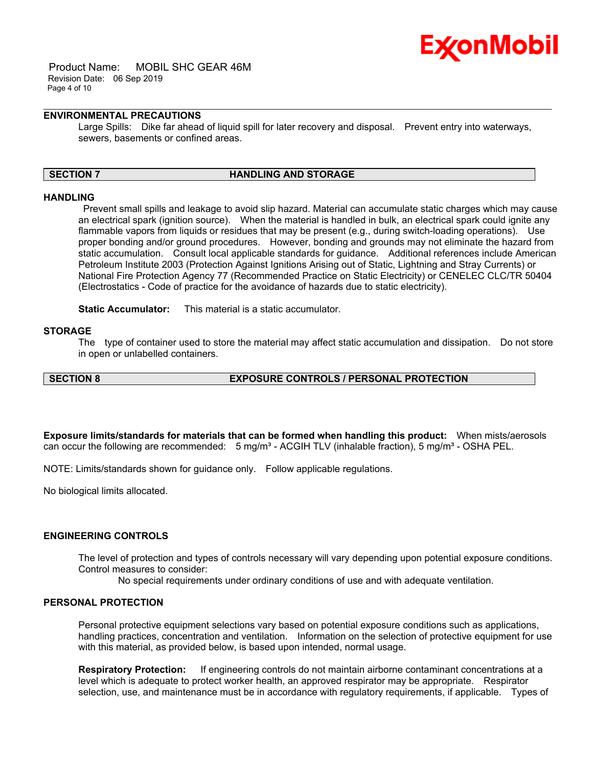### ENVIRONMENTAL PRECAUTIONS

Large Spills: Dike far ahead of liquid spill for later recovery and disposal. Prevent entry into waterways, sewers, basements or confined areas.

## SECTION 7 HANDLING AND STORAGE

### HANDLING

Prevent small spills and leakage to avoid slip hazard. Material can accumulate static charges which may cause an electrical spark (ignition source). When the material is handled in bulk, an electrical spark could ignite any flammable vapors from liquids or residues that may be present (e.g., during switch-loading operations). Use proper bonding and/or ground procedures. However, bonding and grounds may not eliminate the hazard from static accumulation. Consult local applicable standards for guidance. Additional references include American Petroleum Institute 2003 (Protection Against Ignitions Arising out of Static, Lightning and Stray Currents) or National Fire Protection Agency 77 (Recommended Practice on Static Electricity) or CENELEC CLC/TR 50404 (Electrostatics - Code of practice for the avoidance of hazards due to static electricity).

**Static Accumulator:** This material is a static accumulator.

### STORAGE

The type of container used to store the material may affect static accumulation and dissipation. Do not store in open or unlabelled containers.

## SECTION 8 EXPOSURE CONTROLS / PERSONAL PROTECTION

**Exposure limits/standards for materials that can be formed when handling this product:** When mists/aerosols can occur the following are recommended: 5 mg/m³ - ACGIH TLV (inhalable fraction), 5 mg/m³ - OSHA PEL.

NOTE: Limits/standards shown for guidance only. Follow applicable regulations.

No biological limits allocated.

### ENGINEERING CONTROLS

The level of protection and types of controls necessary will vary depending upon potential exposure conditions. Control measures to consider:

No special requirements under ordinary conditions of use and with adequate ventilation.

### PERSONAL PROTECTION

Personal protective equipment selections vary based on potential exposure conditions such as applications, handling practices, concentration and ventilation. Information on the selection of protective equipment for use with this material, as provided below, is based upon intended, normal usage.

**Respiratory Protection:** If engineering controls do not maintain airborne contaminant concentrations at a level which is adequate to protect worker health, an approved respirator may be appropriate. Respirator selection, use, and maintenance must be in accordance with regulatory requirements, if applicable. Types of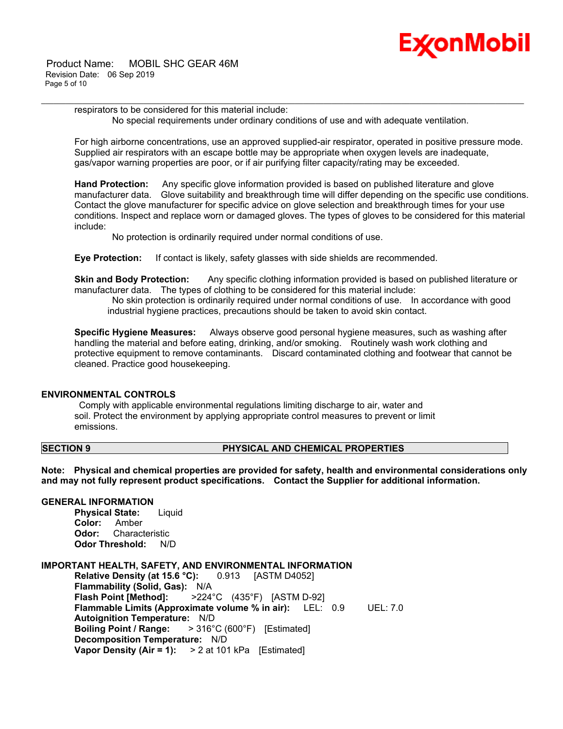respirators to be considered for this material include:

No special requirements under ordinary conditions of use and with adequate ventilation.

For high airborne concentrations, use an approved supplied-air respirator, operated in positive pressure mode. Supplied air respirators with an escape bottle may be appropriate when oxygen levels are inadequate, gas/vapor warning properties are poor, or if air purifying filter capacity/rating may be exceeded.

**Hand Protection:** Any specific glove information provided is based on published literature and glove manufacturer data. Glove suitability and breakthrough time will differ depending on the specific use conditions. Contact the glove manufacturer for specific advice on glove selection and breakthrough times for your use conditions. Inspect and replace worn or damaged gloves. The types of gloves to be considered for this material include:

No protection is ordinarily required under normal conditions of use.

**Eye Protection:** If contact is likely, safety glasses with side shields are recommended.

**Skin and Body Protection:** Any specific clothing information provided is based on published literature or manufacturer data. The types of clothing to be considered for this material include:

No skin protection is ordinarily required under normal conditions of use. In accordance with good industrial hygiene practices, precautions should be taken to avoid skin contact.

**Specific Hygiene Measures:** Always observe good personal hygiene measures, such as washing after handling the material and before eating, drinking, and/or smoking. Routinely wash work clothing and protective equipment to remove contaminants. Discard contaminated clothing and footwear that cannot be cleaned. Practice good housekeeping.

### ENVIRONMENTAL CONTROLS

Comply with applicable environmental regulations limiting discharge to air, water and soil. Protect the environment by applying appropriate control measures to prevent or limit emissions.

## SECTION 9 PHYSICAL AND CHEMICAL PROPERTIES

**Note: Physical and chemical properties are provided for safety, health and environmental considerations only and may not fully represent product specifications. Contact the Supplier for additional information.**

### GENERAL INFORMATION

**Physical State:** Liquid
**Color:** Amber
**Odor:** Characteristic
**Odor Threshold:** N/D

### IMPORTANT HEALTH, SAFETY, AND ENVIRONMENTAL INFORMATION

**Relative Density (at 15.6 °C):** 0.913 [ASTM D4052]
**Flammability (Solid, Gas):** N/A
**Flash Point [Method]:** >224°C (435°F) [ASTM D-92]
**Flammable Limits (Approximate volume % in air):** LEL: 0.9 UEL: 7.0
**Autoignition Temperature:** N/D
**Boiling Point / Range:** > 316°C (600°F) [Estimated]
**Decomposition Temperature:** N/D
**Vapor Density (Air = 1):** > 2 at 101 kPa [Estimated]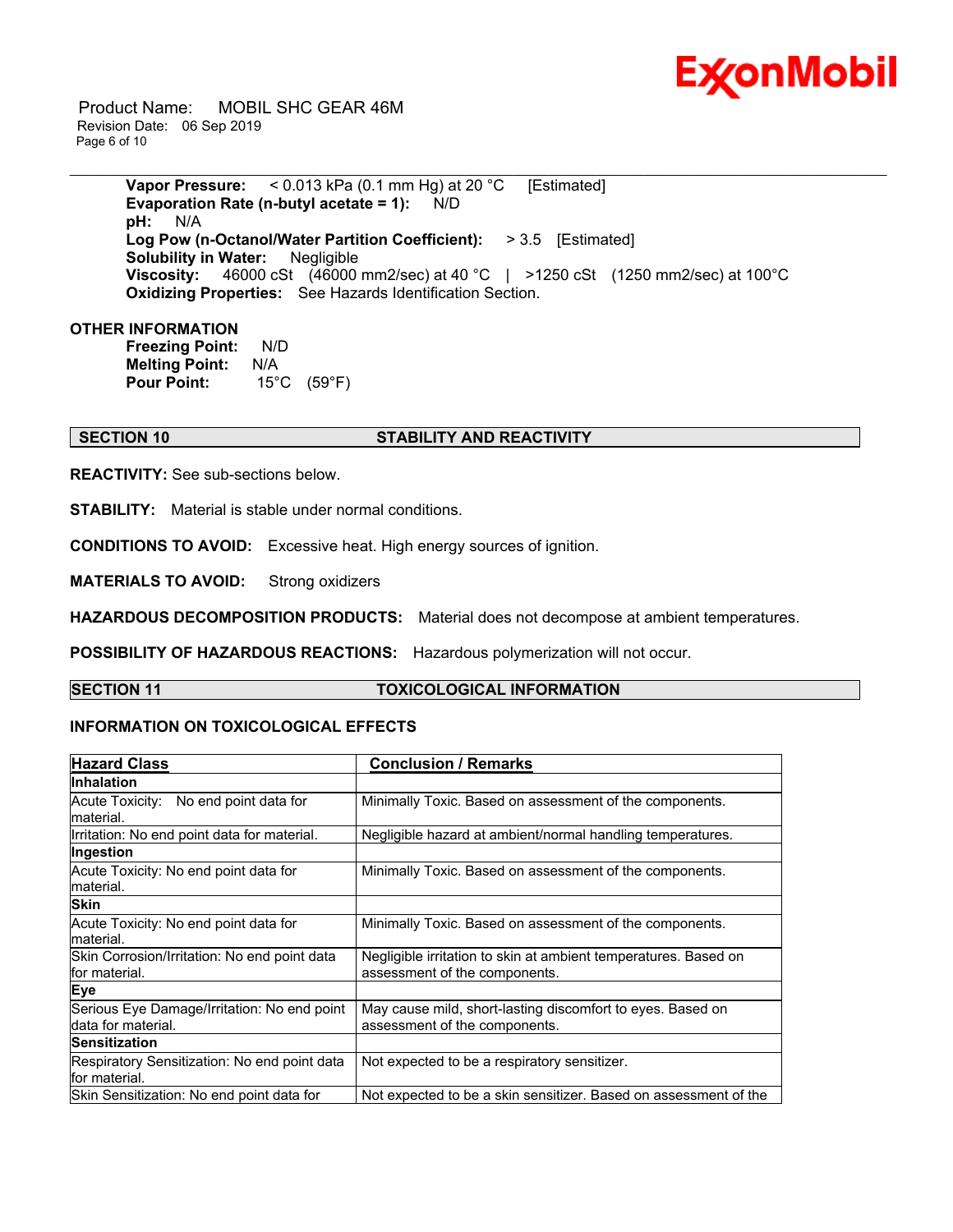**Vapor Pressure:** < 0.013 kPa (0.1 mm Hg) at 20 °C [Estimated]
**Evaporation Rate (n-butyl acetate = 1):** N/D
**pH:** N/A
**Log Pow (n-Octanol/Water Partition Coefficient):** > 3.5 [Estimated]
**Solubility in Water:** Negligible
**Viscosity:** 46000 cSt (46000 mm2/sec) at 40 °C | >1250 cSt (1250 mm2/sec) at 100°C
**Oxidizing Properties:** See Hazards Identification Section.

**OTHER INFORMATION**
**Freezing Point:** N/D
**Melting Point:** N/A
**Pour Point:** 15°C (59°F)

## SECTION 10 STABILITY AND REACTIVITY

**REACTIVITY:** See sub-sections below.

**STABILITY:** Material is stable under normal conditions.

**CONDITIONS TO AVOID:** Excessive heat. High energy sources of ignition.

**MATERIALS TO AVOID:** Strong oxidizers

**HAZARDOUS DECOMPOSITION PRODUCTS:** Material does not decompose at ambient temperatures.

**POSSIBILITY OF HAZARDOUS REACTIONS:** Hazardous polymerization will not occur.

## SECTION 11 TOXICOLOGICAL INFORMATION

**INFORMATION ON TOXICOLOGICAL EFFECTS**

| Hazard Class | Conclusion / Remarks |
|---|---|
| **Inhalation** | |
| Acute Toxicity: No end point data for material. | Minimally Toxic. Based on assessment of the components. |
| Irritation: No end point data for material. | Negligible hazard at ambient/normal handling temperatures. |
| **Ingestion** | |
| Acute Toxicity: No end point data for material. | Minimally Toxic. Based on assessment of the components. |
| **Skin** | |
| Acute Toxicity: No end point data for material. | Minimally Toxic. Based on assessment of the components. |
| Skin Corrosion/Irritation: No end point data for material. | Negligible irritation to skin at ambient temperatures. Based on assessment of the components. |
| **Eye** | |
| Serious Eye Damage/Irritation: No end point data for material. | May cause mild, short-lasting discomfort to eyes. Based on assessment of the components. |
| **Sensitization** | |
| Respiratory Sensitization: No end point data for material. | Not expected to be a respiratory sensitizer. |
| Skin Sensitization: No end point data for | Not expected to be a skin sensitizer. Based on assessment of the |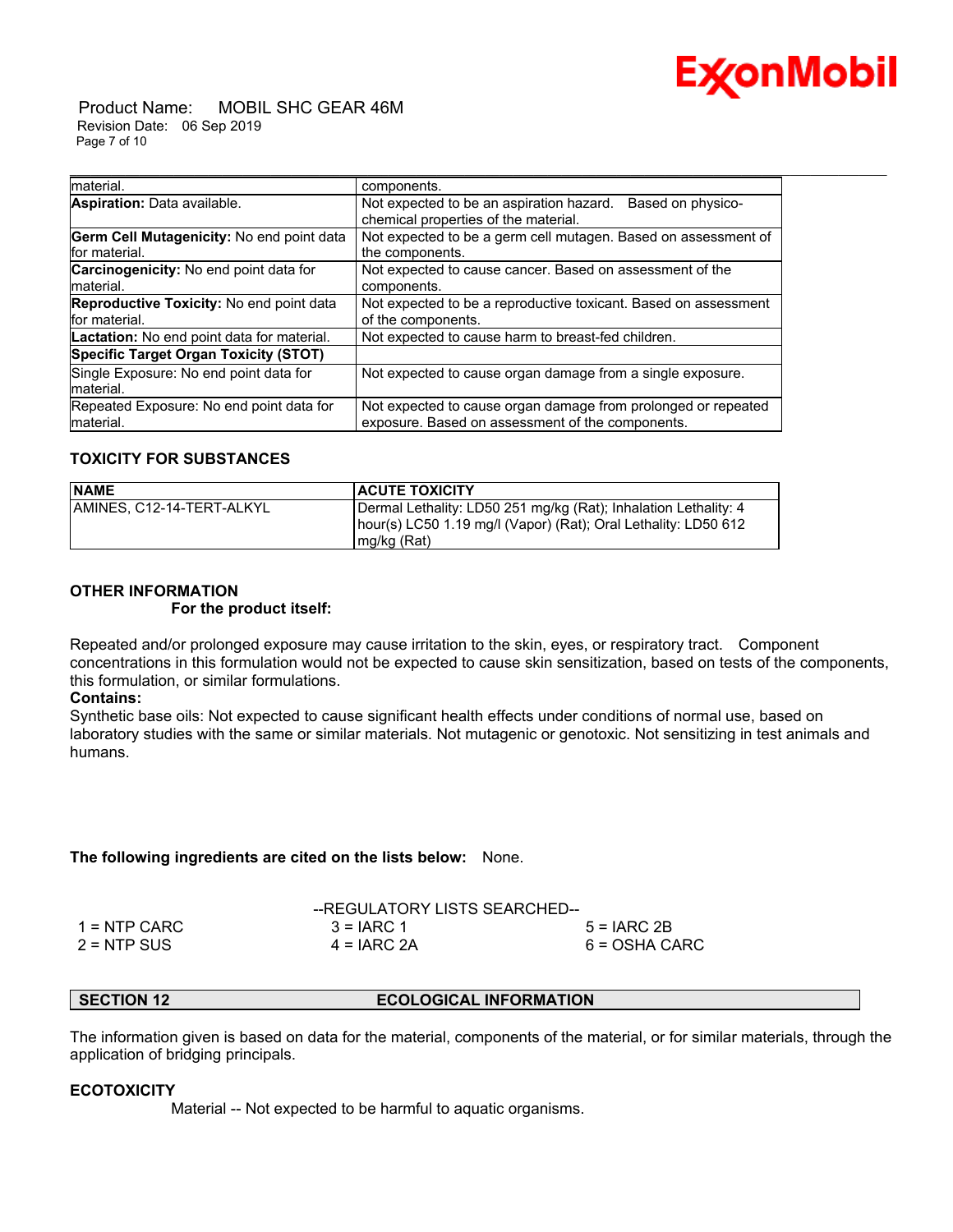| | |
|---|---|
| material. | components. |
| **Aspiration:** Data available. | Not expected to be an aspiration hazard. Based on physico-chemical properties of the material. |
| **Germ Cell Mutagenicity:** No end point data for material. | Not expected to be a germ cell mutagen. Based on assessment of the components. |
| **Carcinogenicity:** No end point data for material. | Not expected to cause cancer. Based on assessment of the components. |
| **Reproductive Toxicity:** No end point data for material. | Not expected to be a reproductive toxicant. Based on assessment of the components. |
| **Lactation:** No end point data for material. | Not expected to cause harm to breast-fed children. |
| **Specific Target Organ Toxicity (STOT)** | |
| Single Exposure: No end point data for material. | Not expected to cause organ damage from a single exposure. |
| Repeated Exposure: No end point data for material. | Not expected to cause organ damage from prolonged or repeated exposure. Based on assessment of the components. |

### TOXICITY FOR SUBSTANCES

| NAME | ACUTE TOXICITY |
|---|---|
| AMINES, C12-14-TERT-ALKYL | Dermal Lethality: LD50 251 mg/kg (Rat); Inhalation Lethality: 4 hour(s) LC50 1.19 mg/l (Vapor) (Rat); Oral Lethality: LD50 612 mg/kg (Rat) |

### OTHER INFORMATION

**For the product itself:**

Repeated and/or prolonged exposure may cause irritation to the skin, eyes, or respiratory tract. Component concentrations in this formulation would not be expected to cause skin sensitization, based on tests of the components, this formulation, or similar formulations.

**Contains:**

Synthetic base oils: Not expected to cause significant health effects under conditions of normal use, based on laboratory studies with the same or similar materials. Not mutagenic or genotoxic. Not sensitizing in test animals and humans.

**The following ingredients are cited on the lists below:** None.

--REGULATORY LISTS SEARCHED--

| | | |
|---|---|---|
| 1 = NTP CARC | 3 = IARC 1 | 5 = IARC 2B |
| 2 = NTP SUS | 4 = IARC 2A | 6 = OSHA CARC |

## SECTION 12 ECOLOGICAL INFORMATION

The information given is based on data for the material, components of the material, or for similar materials, through the application of bridging principals.

### ECOTOXICITY

Material -- Not expected to be harmful to aquatic organisms.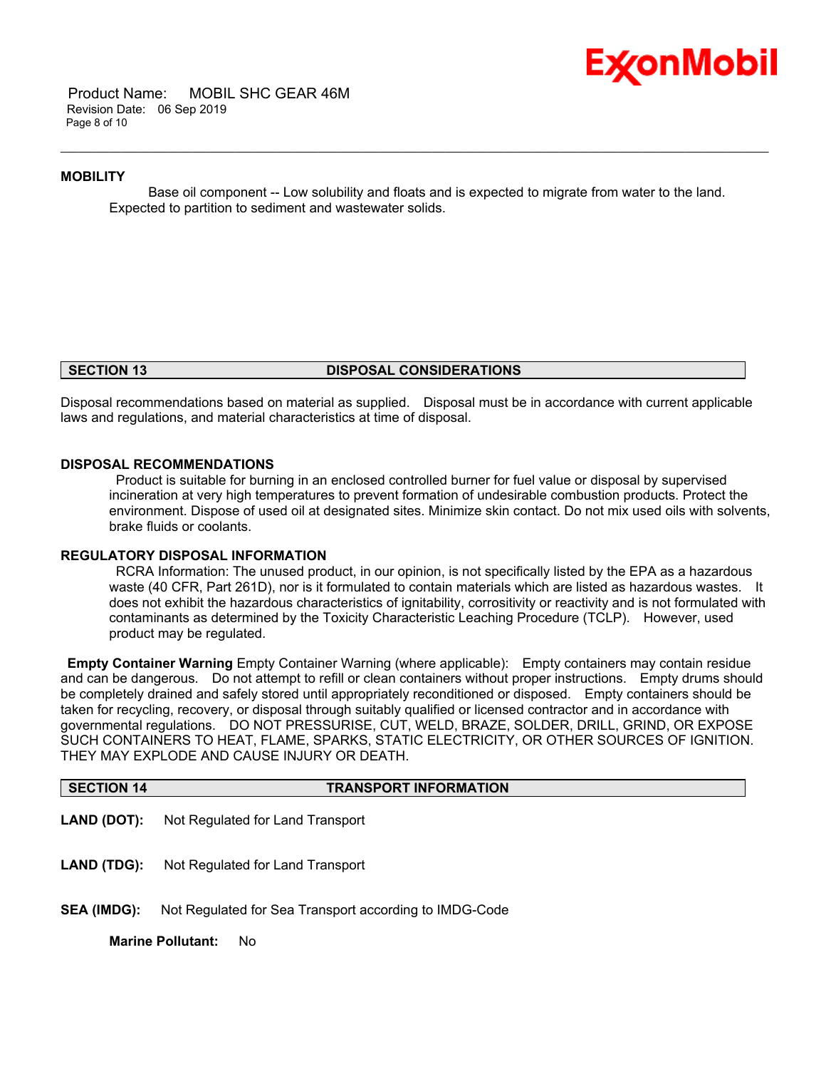### MOBILITY

Base oil component -- Low solubility and floats and is expected to migrate from water to the land. Expected to partition to sediment and wastewater solids.

## SECTION 13 DISPOSAL CONSIDERATIONS

Disposal recommendations based on material as supplied. Disposal must be in accordance with current applicable laws and regulations, and material characteristics at time of disposal.

### DISPOSAL RECOMMENDATIONS

Product is suitable for burning in an enclosed controlled burner for fuel value or disposal by supervised incineration at very high temperatures to prevent formation of undesirable combustion products. Protect the environment. Dispose of used oil at designated sites. Minimize skin contact. Do not mix used oils with solvents, brake fluids or coolants.

### REGULATORY DISPOSAL INFORMATION

RCRA Information: The unused product, in our opinion, is not specifically listed by the EPA as a hazardous waste (40 CFR, Part 261D), nor is it formulated to contain materials which are listed as hazardous wastes. It does not exhibit the hazardous characteristics of ignitability, corrositivity or reactivity and is not formulated with contaminants as determined by the Toxicity Characteristic Leaching Procedure (TCLP). However, used product may be regulated.

**Empty Container Warning** Empty Container Warning (where applicable): Empty containers may contain residue and can be dangerous. Do not attempt to refill or clean containers without proper instructions. Empty drums should be completely drained and safely stored until appropriately reconditioned or disposed. Empty containers should be taken for recycling, recovery, or disposal through suitably qualified or licensed contractor and in accordance with governmental regulations. DO NOT PRESSURISE, CUT, WELD, BRAZE, SOLDER, DRILL, GRIND, OR EXPOSE SUCH CONTAINERS TO HEAT, FLAME, SPARKS, STATIC ELECTRICITY, OR OTHER SOURCES OF IGNITION. THEY MAY EXPLODE AND CAUSE INJURY OR DEATH.

## SECTION 14 TRANSPORT INFORMATION

**LAND (DOT):** Not Regulated for Land Transport

**LAND (TDG):** Not Regulated for Land Transport

**SEA (IMDG):** Not Regulated for Sea Transport according to IMDG-Code

**Marine Pollutant:** No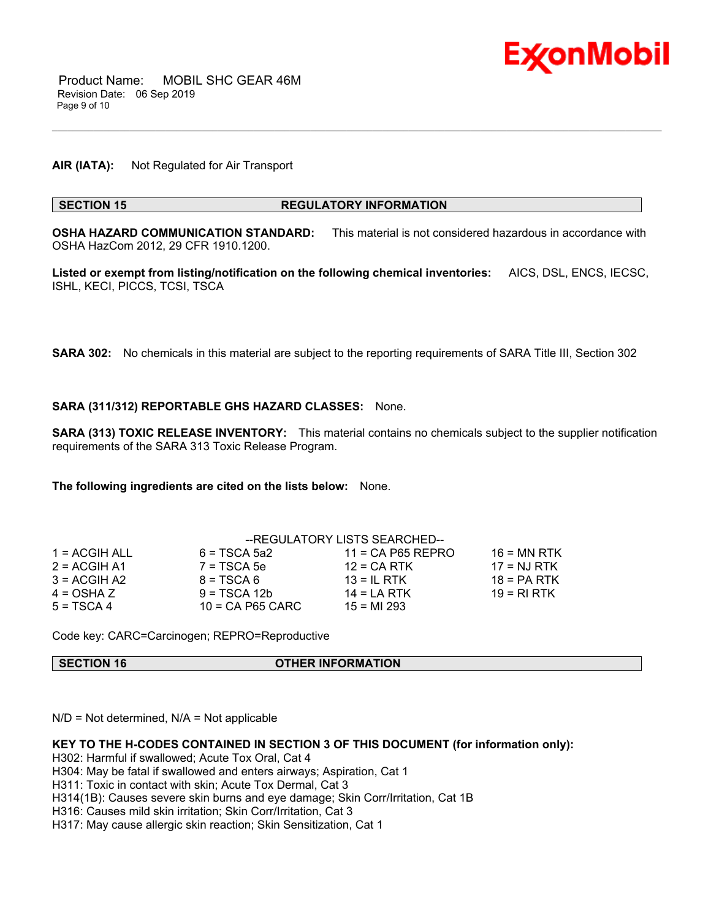**AIR (IATA):** Not Regulated for Air Transport

## SECTION 15 REGULATORY INFORMATION

**OSHA HAZARD COMMUNICATION STANDARD:** This material is not considered hazardous in accordance with OSHA HazCom 2012, 29 CFR 1910.1200.

**Listed or exempt from listing/notification on the following chemical inventories:** AICS, DSL, ENCS, IECSC, ISHL, KECI, PICCS, TCSI, TSCA

**SARA 302:** No chemicals in this material are subject to the reporting requirements of SARA Title III, Section 302

**SARA (311/312) REPORTABLE GHS HAZARD CLASSES:** None.

**SARA (313) TOXIC RELEASE INVENTORY:** This material contains no chemicals subject to the supplier notification requirements of the SARA 313 Toxic Release Program.

**The following ingredients are cited on the lists below:** None.

--REGULATORY LISTS SEARCHED--

| | | | |
|---|---|---|---|
| 1 = ACGIH ALL | 6 = TSCA 5a2 | 11 = CA P65 REPRO | 16 = MN RTK |
| 2 = ACGIH A1 | 7 = TSCA 5e | 12 = CA RTK | 17 = NJ RTK |
| 3 = ACGIH A2 | 8 = TSCA 6 | 13 = IL RTK | 18 = PA RTK |
| 4 = OSHA Z | 9 = TSCA 12b | 14 = LA RTK | 19 = RI RTK |
| 5 = TSCA 4 | 10 = CA P65 CARC | 15 = MI 293 | |

Code key: CARC=Carcinogen; REPRO=Reproductive

## SECTION 16 OTHER INFORMATION

N/D = Not determined, N/A = Not applicable

**KEY TO THE H-CODES CONTAINED IN SECTION 3 OF THIS DOCUMENT (for information only):**

H302: Harmful if swallowed; Acute Tox Oral, Cat 4
H304: May be fatal if swallowed and enters airways; Aspiration, Cat 1
H311: Toxic in contact with skin; Acute Tox Dermal, Cat 3
H314(1B): Causes severe skin burns and eye damage; Skin Corr/Irritation, Cat 1B
H316: Causes mild skin irritation; Skin Corr/Irritation, Cat 3
H317: May cause allergic skin reaction; Skin Sensitization, Cat 1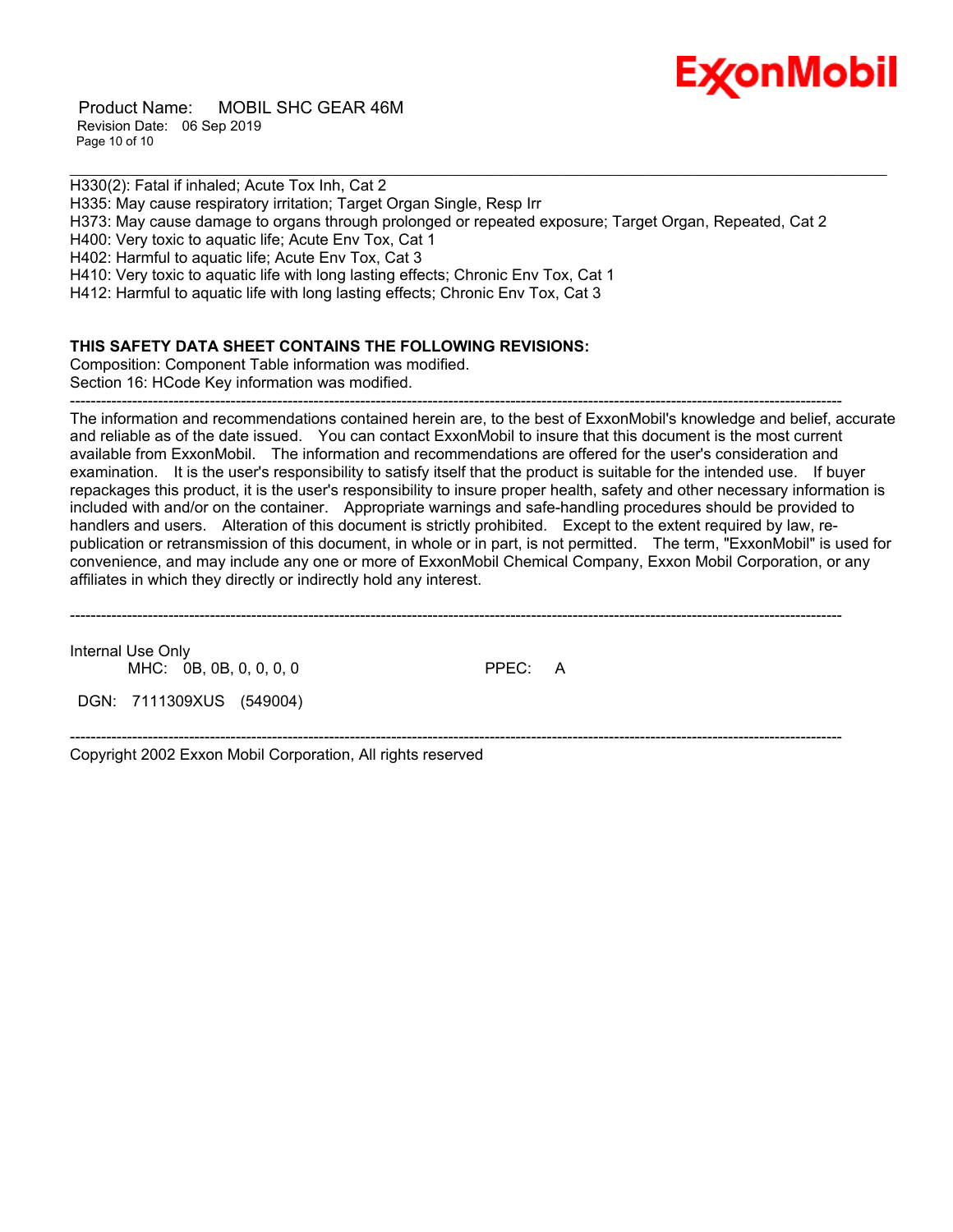H330(2): Fatal if inhaled; Acute Tox Inh, Cat 2
H335: May cause respiratory irritation; Target Organ Single, Resp Irr
H373: May cause damage to organs through prolonged or repeated exposure; Target Organ, Repeated, Cat 2
H400: Very toxic to aquatic life; Acute Env Tox, Cat 1
H402: Harmful to aquatic life; Acute Env Tox, Cat 3
H410: Very toxic to aquatic life with long lasting effects; Chronic Env Tox, Cat 1
H412: Harmful to aquatic life with long lasting effects; Chronic Env Tox, Cat 3

**THIS SAFETY DATA SHEET CONTAINS THE FOLLOWING REVISIONS:**

Composition: Component Table information was modified.
Section 16: HCode Key information was modified.

---

The information and recommendations contained herein are, to the best of ExxonMobil's knowledge and belief, accurate and reliable as of the date issued. You can contact ExxonMobil to insure that this document is the most current available from ExxonMobil. The information and recommendations are offered for the user's consideration and examination. It is the user's responsibility to satisfy itself that the product is suitable for the intended use. If buyer repackages this product, it is the user's responsibility to insure proper health, safety and other necessary information is included with and/or on the container. Appropriate warnings and safe-handling procedures should be provided to handlers and users. Alteration of this document is strictly prohibited. Except to the extent required by law, re-publication or retransmission of this document, in whole or in part, is not permitted. The term, "ExxonMobil" is used for convenience, and may include any one or more of ExxonMobil Chemical Company, Exxon Mobil Corporation, or any affiliates in which they directly or indirectly hold any interest.

---

Internal Use Only
MHC: 0B, 0B, 0, 0, 0, 0 PPEC: A

DGN: 7111309XUS (549004)

---

Copyright 2002 Exxon Mobil Corporation, All rights reserved